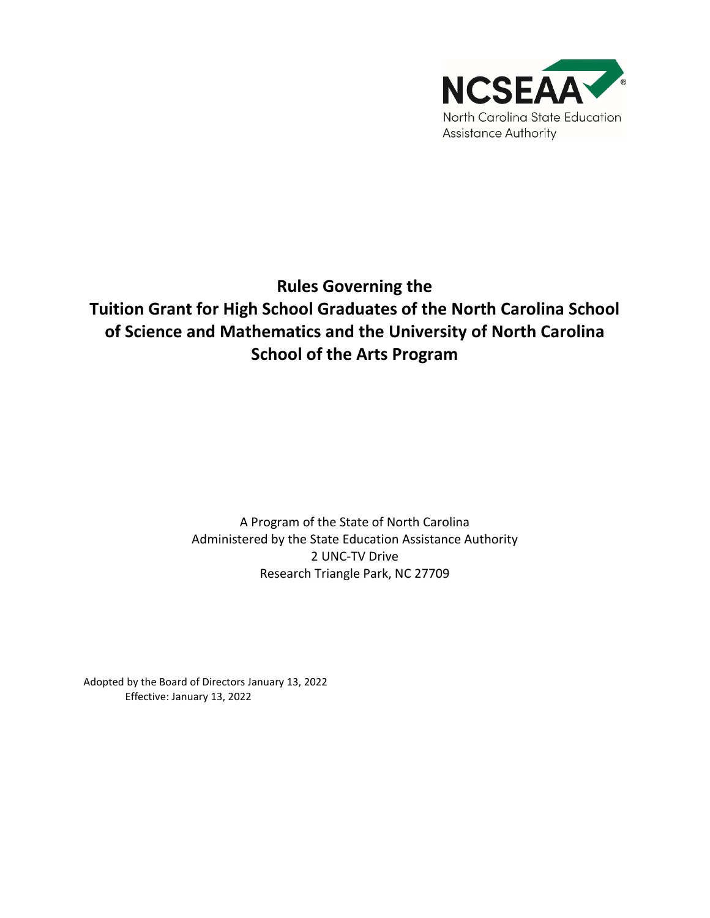NCSEAA

North Carolina State Education Assistance Authority

# Rules Governing the Tuition Grant for High School Graduates of the North Carolina School of Science and Mathematics and the University of North Carolina School of the Arts Program

A Program of the State of North Carolina
Administered by the State Education Assistance Authority
2 UNC-TV Drive
Research Triangle Park, NC 27709

Adopted by the Board of Directors January 13, 2022
Effective: January 13, 2022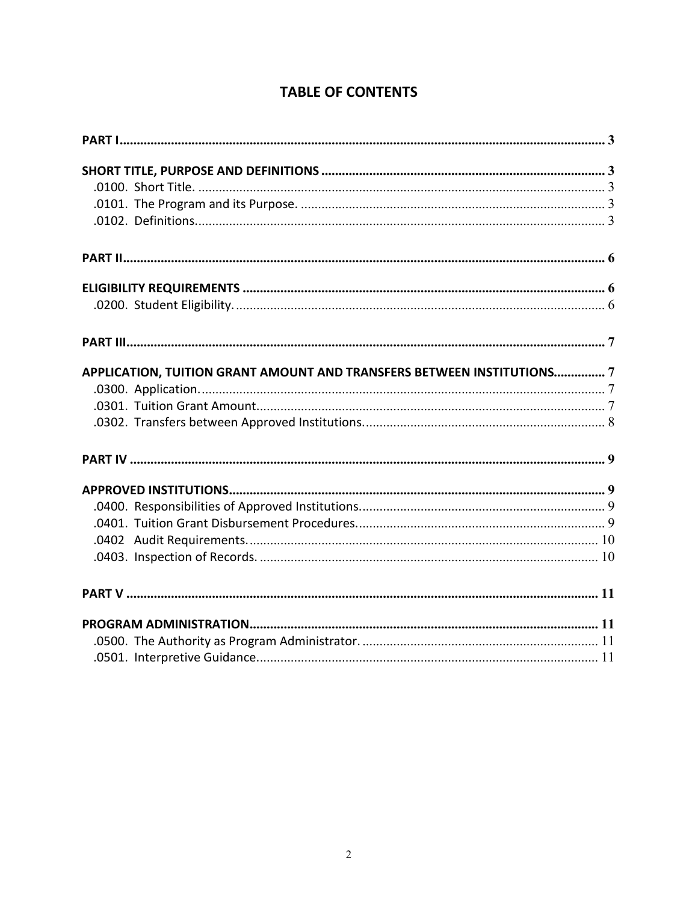# TABLE OF CONTENTS

**PART I** ........................................................................................................................................ **3**

**SHORT TITLE, PURPOSE AND DEFINITIONS** .................................................................................. **3**
.0100. Short Title. ........................................................................................................................ 3
.0101. The Program and its Purpose. ........................................................................................... 3
.0102. Definitions. ........................................................................................................................ 3

**PART II** ....................................................................................................................................... **6**

**ELIGIBILITY REQUIREMENTS** ......................................................................................................... **6**
.0200. Student Eligibility. ............................................................................................................ 6

**PART III** ...................................................................................................................................... **7**

**APPLICATION, TUITION GRANT AMOUNT AND TRANSFERS BETWEEN INSTITUTIONS** ............... **7**
.0300. Application. ...................................................................................................................... 7
.0301. Tuition Grant Amount. ...................................................................................................... 7
.0302. Transfers between Approved Institutions. ........................................................................ 8

**PART IV** ...................................................................................................................................... **9**

**APPROVED INSTITUTIONS** ............................................................................................................. **9**
.0400. Responsibilities of Approved Institutions. ........................................................................ 9
.0401. Tuition Grant Disbursement Procedures. .......................................................................... 9
.0402 Audit Requirements. ......................................................................................................... 10
.0403. Inspection of Records. ...................................................................................................... 10

**PART V** ....................................................................................................................................... **11**

**PROGRAM ADMINISTRATION** ....................................................................................................... **11**
.0500. The Authority as Program Administrator. ......................................................................... 11
.0501. Interpretive Guidance. ...................................................................................................... 11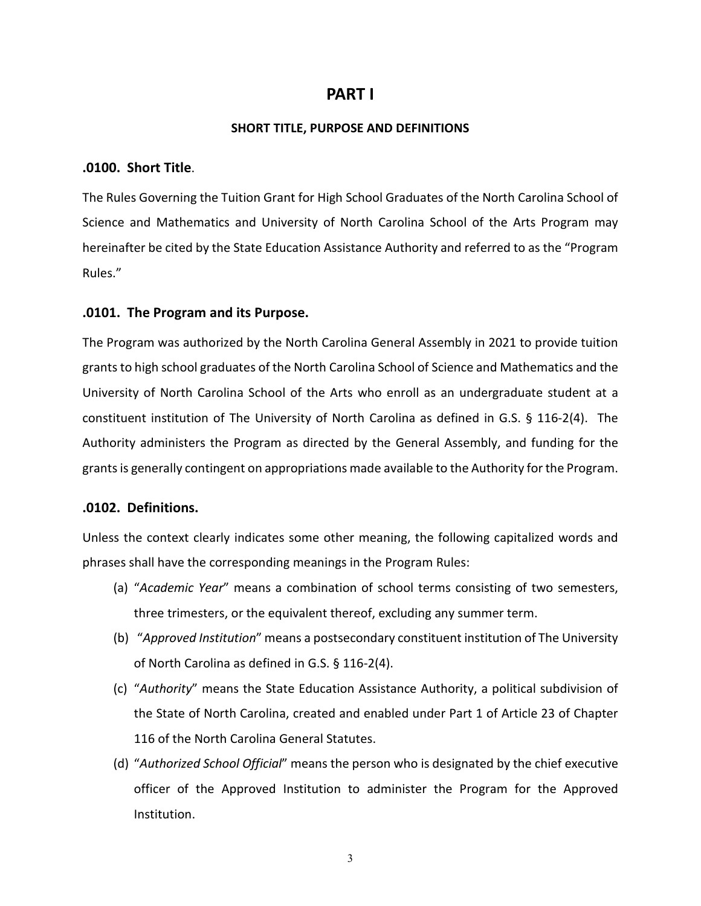# PART I

## SHORT TITLE, PURPOSE AND DEFINITIONS

### .0100. Short Title.

The Rules Governing the Tuition Grant for High School Graduates of the North Carolina School of Science and Mathematics and University of North Carolina School of the Arts Program may hereinafter be cited by the State Education Assistance Authority and referred to as the "Program Rules."

### .0101. The Program and its Purpose.

The Program was authorized by the North Carolina General Assembly in 2021 to provide tuition grants to high school graduates of the North Carolina School of Science and Mathematics and the University of North Carolina School of the Arts who enroll as an undergraduate student at a constituent institution of The University of North Carolina as defined in G.S. § 116-2(4). The Authority administers the Program as directed by the General Assembly, and funding for the grants is generally contingent on appropriations made available to the Authority for the Program.

### .0102. Definitions.

Unless the context clearly indicates some other meaning, the following capitalized words and phrases shall have the corresponding meanings in the Program Rules:

(a) "*Academic Year*" means a combination of school terms consisting of two semesters, three trimesters, or the equivalent thereof, excluding any summer term.

(b) "*Approved Institution*" means a postsecondary constituent institution of The University of North Carolina as defined in G.S. § 116-2(4).

(c) "*Authority*" means the State Education Assistance Authority, a political subdivision of the State of North Carolina, created and enabled under Part 1 of Article 23 of Chapter 116 of the North Carolina General Statutes.

(d) "*Authorized School Official*" means the person who is designated by the chief executive officer of the Approved Institution to administer the Program for the Approved Institution.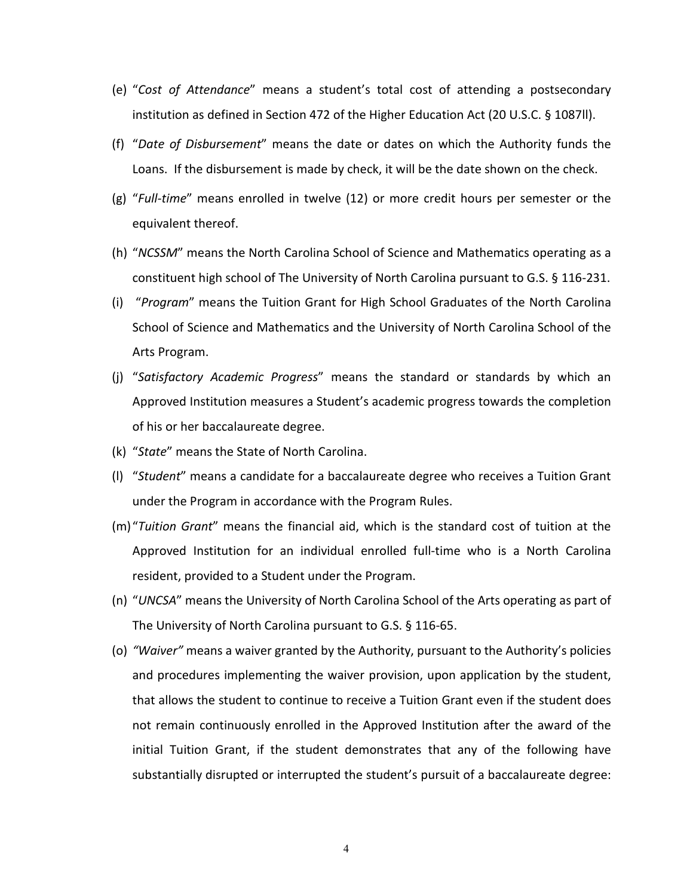(e) "*Cost of Attendance*" means a student's total cost of attending a postsecondary institution as defined in Section 472 of the Higher Education Act (20 U.S.C. § 1087ll).

(f) "*Date of Disbursement*" means the date or dates on which the Authority funds the Loans. If the disbursement is made by check, it will be the date shown on the check.

(g) "*Full-time*" means enrolled in twelve (12) or more credit hours per semester or the equivalent thereof.

(h) "*NCSSM*" means the North Carolina School of Science and Mathematics operating as a constituent high school of The University of North Carolina pursuant to G.S. § 116-231.

(i) "*Program*" means the Tuition Grant for High School Graduates of the North Carolina School of Science and Mathematics and the University of North Carolina School of the Arts Program.

(j) "*Satisfactory Academic Progress*" means the standard or standards by which an Approved Institution measures a Student's academic progress towards the completion of his or her baccalaureate degree.

(k) "*State*" means the State of North Carolina.

(l) "*Student*" means a candidate for a baccalaureate degree who receives a Tuition Grant under the Program in accordance with the Program Rules.

(m) "*Tuition Grant*" means the financial aid, which is the standard cost of tuition at the Approved Institution for an individual enrolled full-time who is a North Carolina resident, provided to a Student under the Program.

(n) "*UNCSA*" means the University of North Carolina School of the Arts operating as part of The University of North Carolina pursuant to G.S. § 116-65.

(o) *"Waiver"* means a waiver granted by the Authority, pursuant to the Authority's policies and procedures implementing the waiver provision, upon application by the student, that allows the student to continue to receive a Tuition Grant even if the student does not remain continuously enrolled in the Approved Institution after the award of the initial Tuition Grant, if the student demonstrates that any of the following have substantially disrupted or interrupted the student's pursuit of a baccalaureate degree: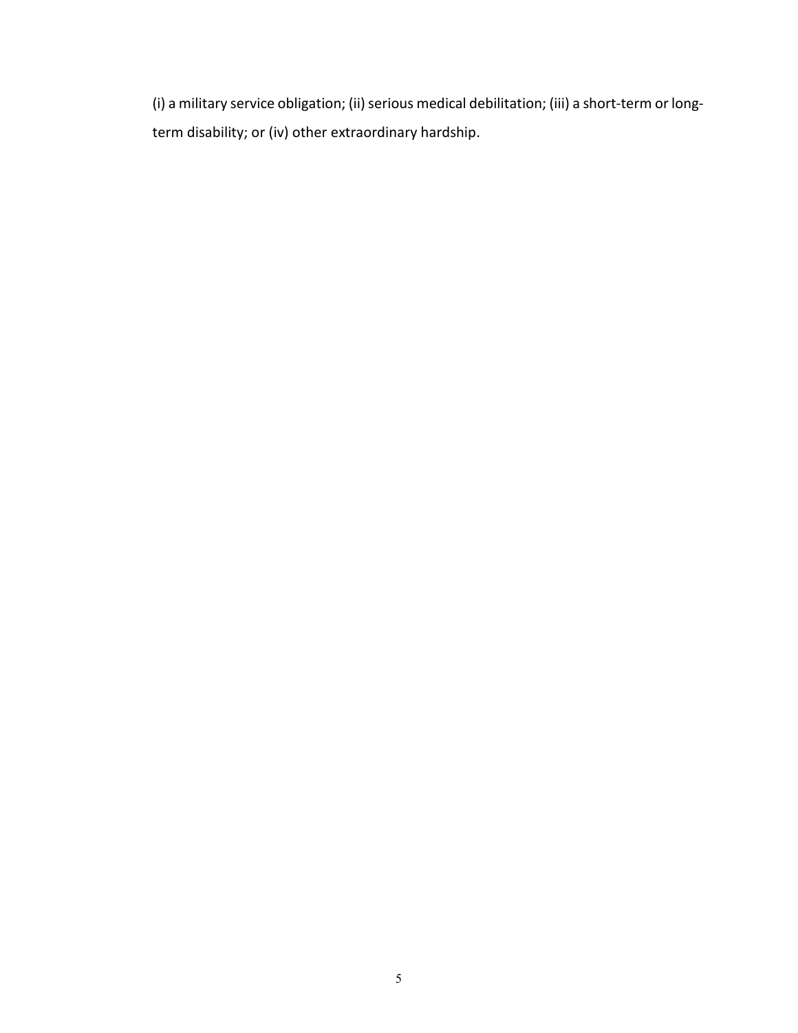(i) a military service obligation; (ii) serious medical debilitation; (iii) a short-term or long-term disability; or (iv) other extraordinary hardship.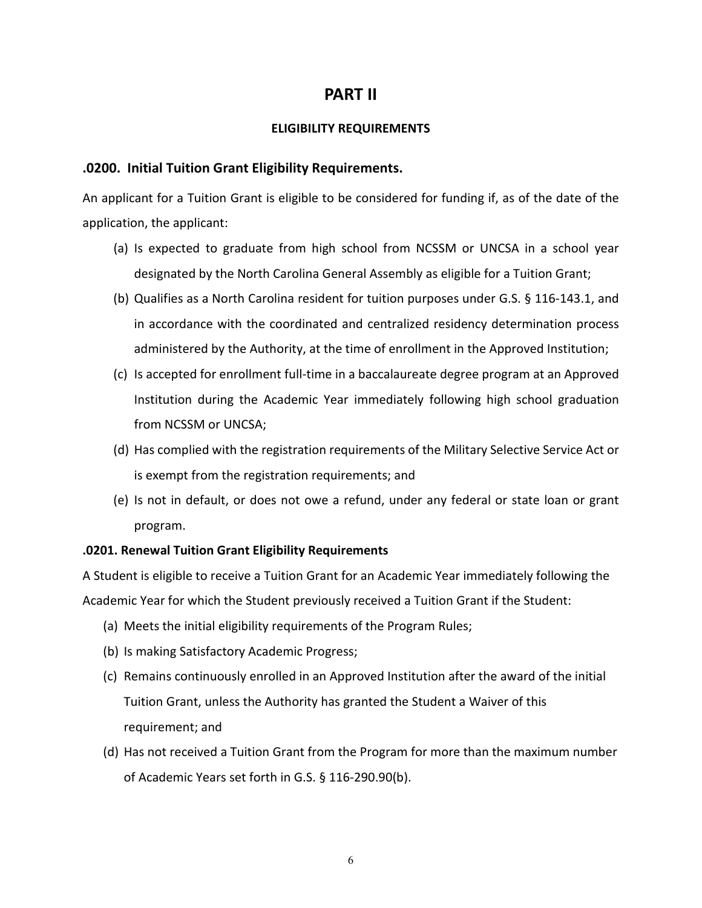# PART II

## ELIGIBILITY REQUIREMENTS

### .0200. Initial Tuition Grant Eligibility Requirements.

An applicant for a Tuition Grant is eligible to be considered for funding if, as of the date of the application, the applicant:

(a) Is expected to graduate from high school from NCSSM or UNCSA in a school year designated by the North Carolina General Assembly as eligible for a Tuition Grant;

(b) Qualifies as a North Carolina resident for tuition purposes under G.S. § 116-143.1, and in accordance with the coordinated and centralized residency determination process administered by the Authority, at the time of enrollment in the Approved Institution;

(c) Is accepted for enrollment full-time in a baccalaureate degree program at an Approved Institution during the Academic Year immediately following high school graduation from NCSSM or UNCSA;

(d) Has complied with the registration requirements of the Military Selective Service Act or is exempt from the registration requirements; and

(e) Is not in default, or does not owe a refund, under any federal or state loan or grant program.

**.0201. Renewal Tuition Grant Eligibility Requirements**

A Student is eligible to receive a Tuition Grant for an Academic Year immediately following the Academic Year for which the Student previously received a Tuition Grant if the Student:

(a) Meets the initial eligibility requirements of the Program Rules;

(b) Is making Satisfactory Academic Progress;

(c) Remains continuously enrolled in an Approved Institution after the award of the initial Tuition Grant, unless the Authority has granted the Student a Waiver of this requirement; and

(d) Has not received a Tuition Grant from the Program for more than the maximum number of Academic Years set forth in G.S. § 116-290.90(b).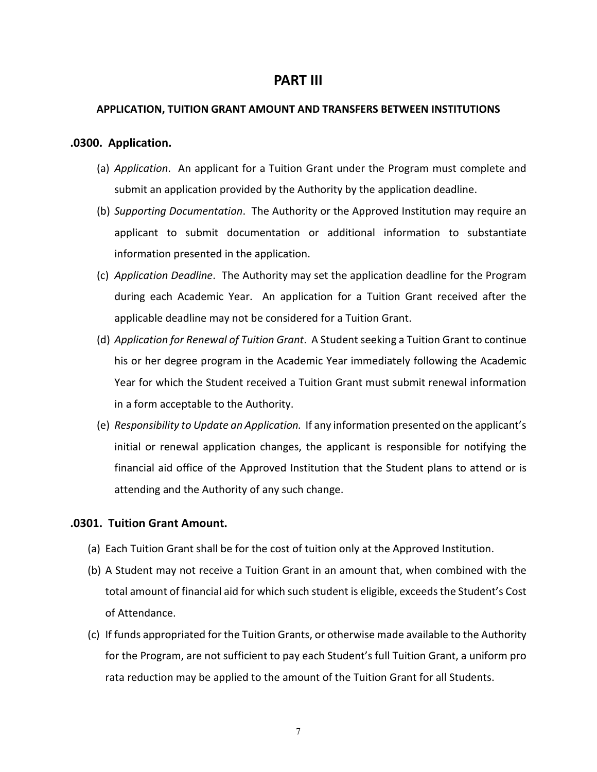# PART III

## APPLICATION, TUITION GRANT AMOUNT AND TRANSFERS BETWEEN INSTITUTIONS

### .0300. Application.

(a) *Application*. An applicant for a Tuition Grant under the Program must complete and submit an application provided by the Authority by the application deadline.

(b) *Supporting Documentation*. The Authority or the Approved Institution may require an applicant to submit documentation or additional information to substantiate information presented in the application.

(c) *Application Deadline*. The Authority may set the application deadline for the Program during each Academic Year. An application for a Tuition Grant received after the applicable deadline may not be considered for a Tuition Grant.

(d) *Application for Renewal of Tuition Grant*. A Student seeking a Tuition Grant to continue his or her degree program in the Academic Year immediately following the Academic Year for which the Student received a Tuition Grant must submit renewal information in a form acceptable to the Authority.

(e) *Responsibility to Update an Application.* If any information presented on the applicant's initial or renewal application changes, the applicant is responsible for notifying the financial aid office of the Approved Institution that the Student plans to attend or is attending and the Authority of any such change.

### .0301. Tuition Grant Amount.

(a) Each Tuition Grant shall be for the cost of tuition only at the Approved Institution.

(b) A Student may not receive a Tuition Grant in an amount that, when combined with the total amount of financial aid for which such student is eligible, exceeds the Student's Cost of Attendance.

(c) If funds appropriated for the Tuition Grants, or otherwise made available to the Authority for the Program, are not sufficient to pay each Student's full Tuition Grant, a uniform pro rata reduction may be applied to the amount of the Tuition Grant for all Students.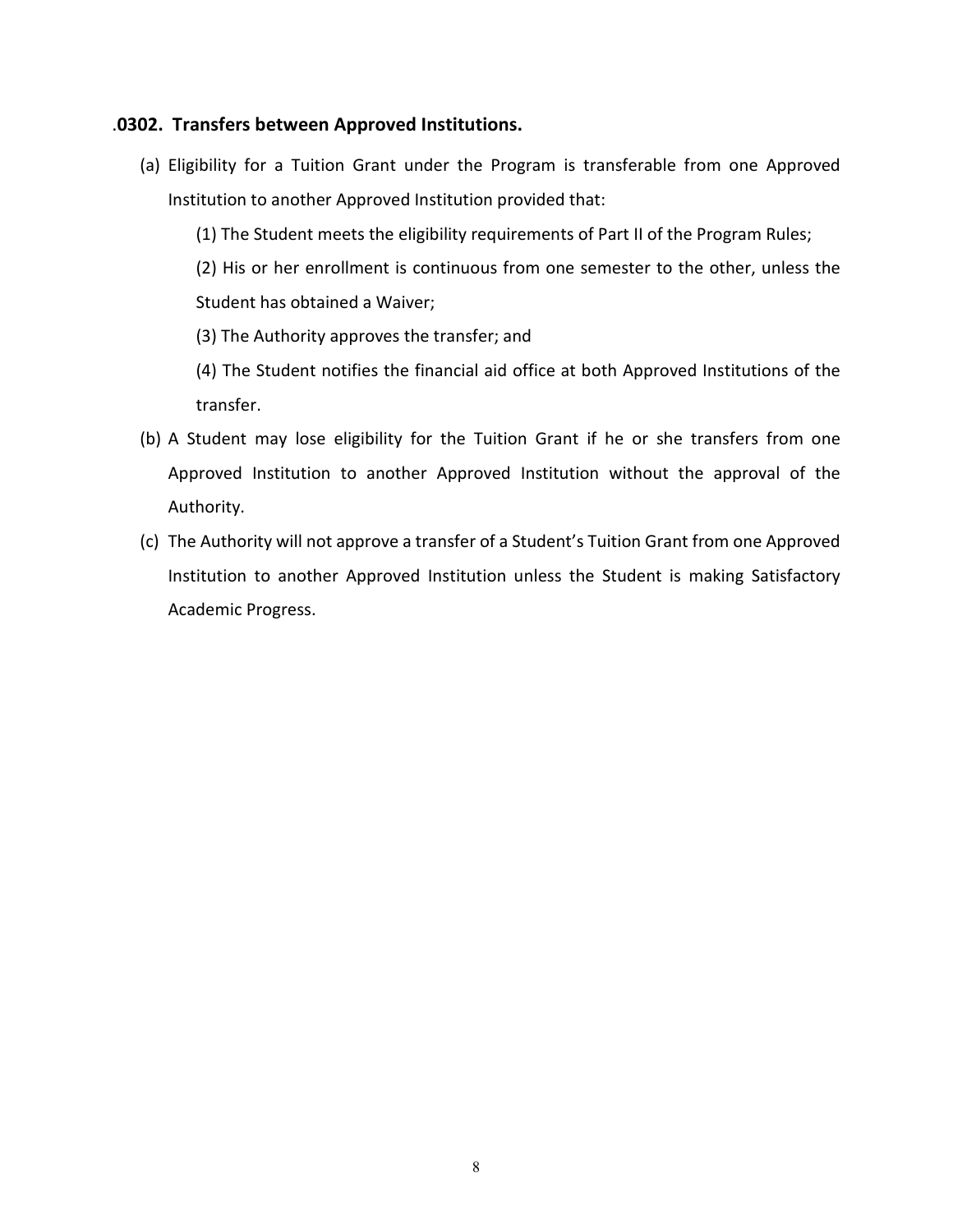### .0302. Transfers between Approved Institutions.

(a) Eligibility for a Tuition Grant under the Program is transferable from one Approved Institution to another Approved Institution provided that:

(1) The Student meets the eligibility requirements of Part II of the Program Rules;

(2) His or her enrollment is continuous from one semester to the other, unless the Student has obtained a Waiver;

(3) The Authority approves the transfer; and

(4) The Student notifies the financial aid office at both Approved Institutions of the transfer.

(b) A Student may lose eligibility for the Tuition Grant if he or she transfers from one Approved Institution to another Approved Institution without the approval of the Authority.

(c) The Authority will not approve a transfer of a Student's Tuition Grant from one Approved Institution to another Approved Institution unless the Student is making Satisfactory Academic Progress.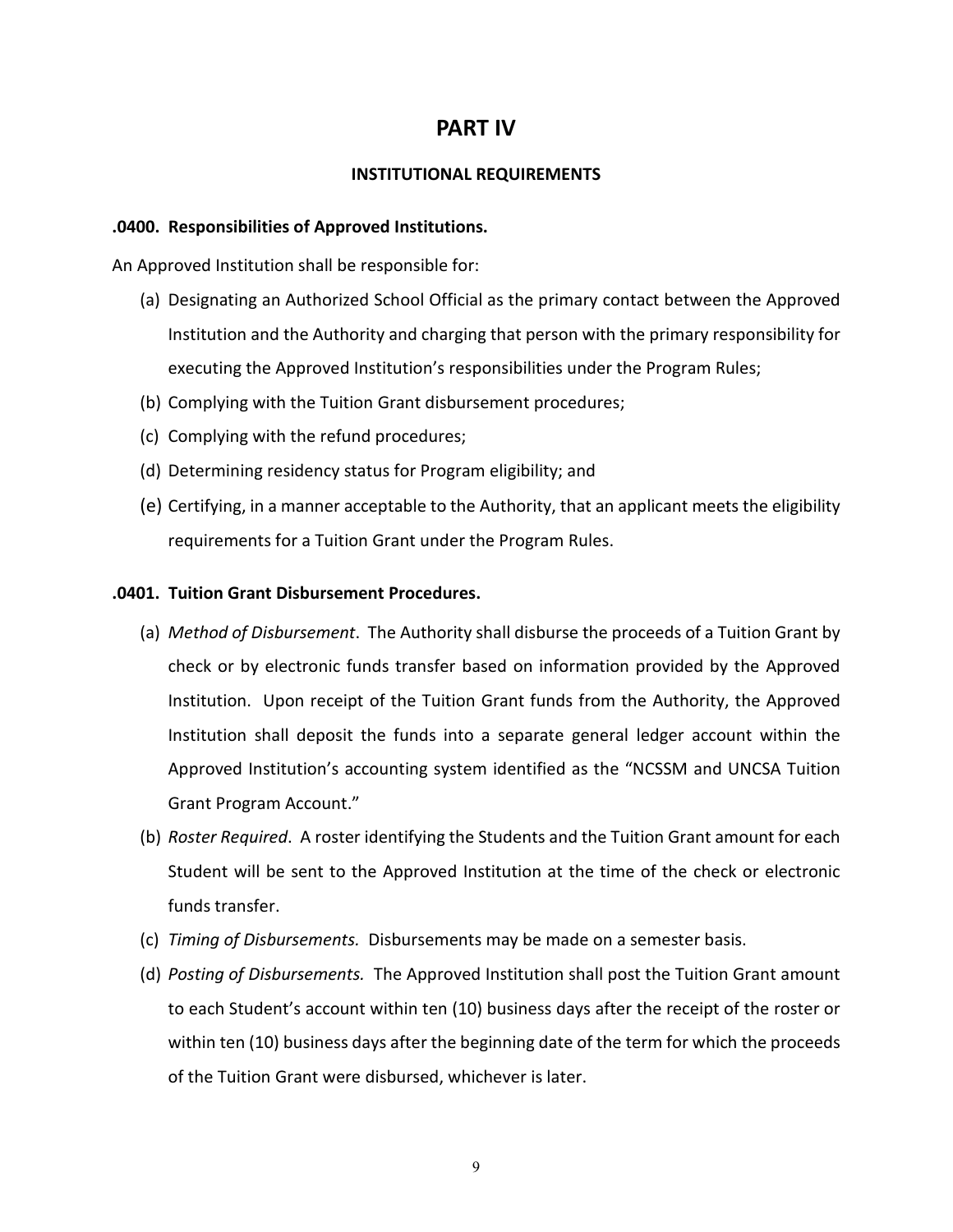# PART IV

## INSTITUTIONAL REQUIREMENTS

**.0400. Responsibilities of Approved Institutions.**

An Approved Institution shall be responsible for:

(a) Designating an Authorized School Official as the primary contact between the Approved Institution and the Authority and charging that person with the primary responsibility for executing the Approved Institution's responsibilities under the Program Rules;

(b) Complying with the Tuition Grant disbursement procedures;

(c) Complying with the refund procedures;

(d) Determining residency status for Program eligibility; and

(e) Certifying, in a manner acceptable to the Authority, that an applicant meets the eligibility requirements for a Tuition Grant under the Program Rules.

**.0401. Tuition Grant Disbursement Procedures.**

(a) *Method of Disbursement*. The Authority shall disburse the proceeds of a Tuition Grant by check or by electronic funds transfer based on information provided by the Approved Institution. Upon receipt of the Tuition Grant funds from the Authority, the Approved Institution shall deposit the funds into a separate general ledger account within the Approved Institution's accounting system identified as the "NCSSM and UNCSA Tuition Grant Program Account."

(b) *Roster Required*. A roster identifying the Students and the Tuition Grant amount for each Student will be sent to the Approved Institution at the time of the check or electronic funds transfer.

(c) *Timing of Disbursements.* Disbursements may be made on a semester basis.

(d) *Posting of Disbursements.* The Approved Institution shall post the Tuition Grant amount to each Student's account within ten (10) business days after the receipt of the roster or within ten (10) business days after the beginning date of the term for which the proceeds of the Tuition Grant were disbursed, whichever is later.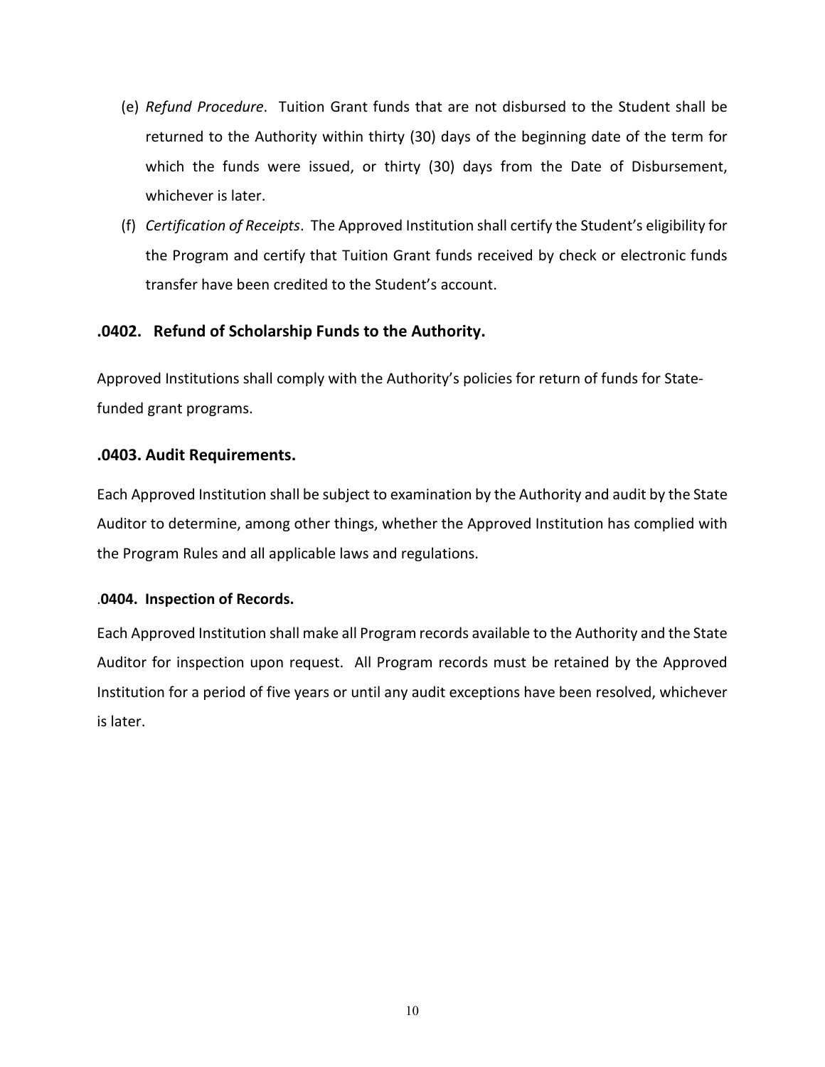(e) *Refund Procedure*. Tuition Grant funds that are not disbursed to the Student shall be returned to the Authority within thirty (30) days of the beginning date of the term for which the funds were issued, or thirty (30) days from the Date of Disbursement, whichever is later.

(f) *Certification of Receipts*. The Approved Institution shall certify the Student's eligibility for the Program and certify that Tuition Grant funds received by check or electronic funds transfer have been credited to the Student's account.

### .0402. Refund of Scholarship Funds to the Authority.

Approved Institutions shall comply with the Authority's policies for return of funds for State-funded grant programs.

### .0403. Audit Requirements.

Each Approved Institution shall be subject to examination by the Authority and audit by the State Auditor to determine, among other things, whether the Approved Institution has complied with the Program Rules and all applicable laws and regulations.

#### .0404. Inspection of Records.

Each Approved Institution shall make all Program records available to the Authority and the State Auditor for inspection upon request. All Program records must be retained by the Approved Institution for a period of five years or until any audit exceptions have been resolved, whichever is later.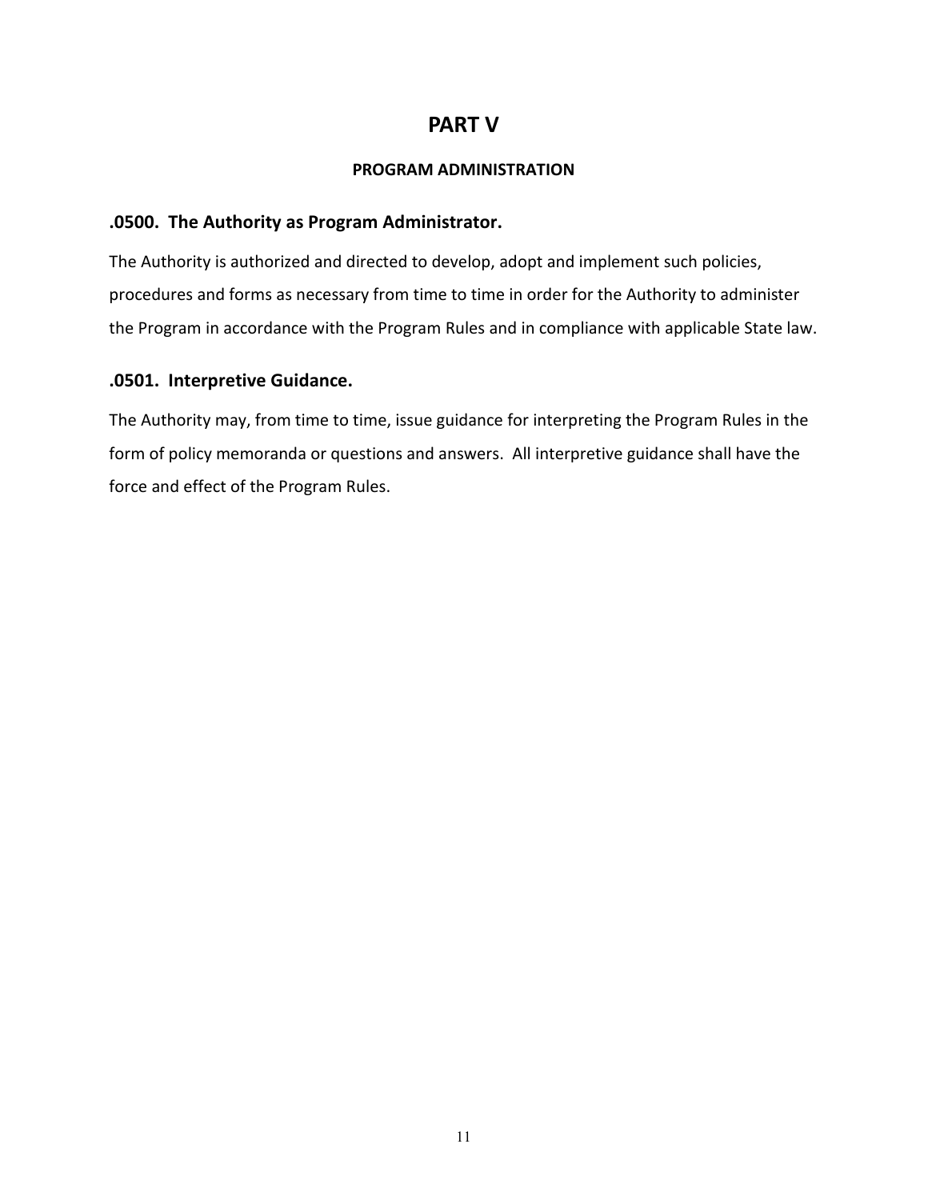# PART V

## PROGRAM ADMINISTRATION

### .0500. The Authority as Program Administrator.

The Authority is authorized and directed to develop, adopt and implement such policies, procedures and forms as necessary from time to time in order for the Authority to administer the Program in accordance with the Program Rules and in compliance with applicable State law.

### .0501. Interpretive Guidance.

The Authority may, from time to time, issue guidance for interpreting the Program Rules in the form of policy memoranda or questions and answers. All interpretive guidance shall have the force and effect of the Program Rules.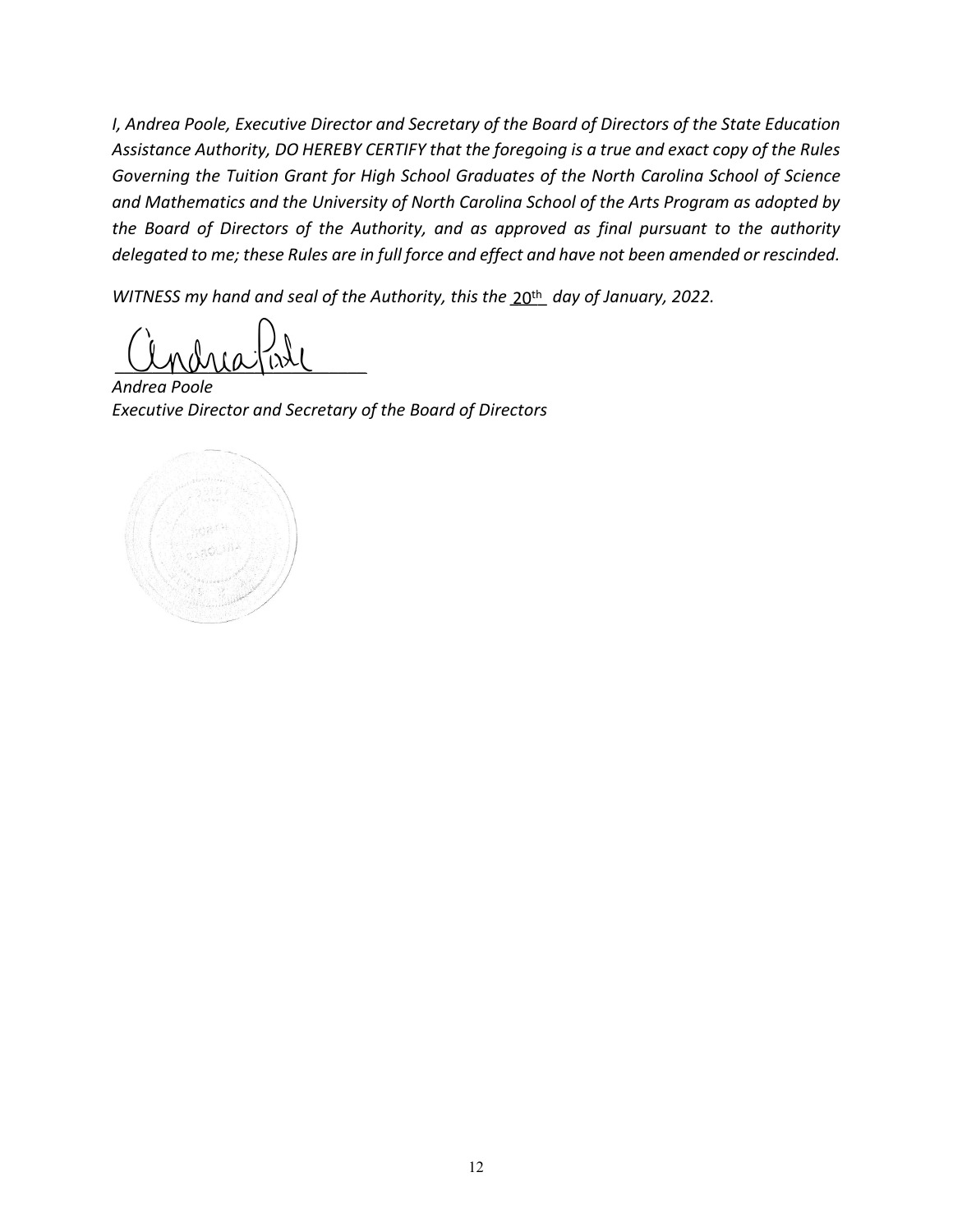*I, Andrea Poole, Executive Director and Secretary of the Board of Directors of the State Education Assistance Authority, DO HEREBY CERTIFY that the foregoing is a true and exact copy of the Rules Governing the Tuition Grant for High School Graduates of the North Carolina School of Science and Mathematics and the University of North Carolina School of the Arts Program as adopted by the Board of Directors of the Authority, and as approved as final pursuant to the authority delegated to me; these Rules are in full force and effect and have not been amended or rescinded.*

*WITNESS my hand and seal of the Authority, this the* 20th *day of January, 2022.*

*Andrea Poole*
*Executive Director and Secretary of the Board of Directors*